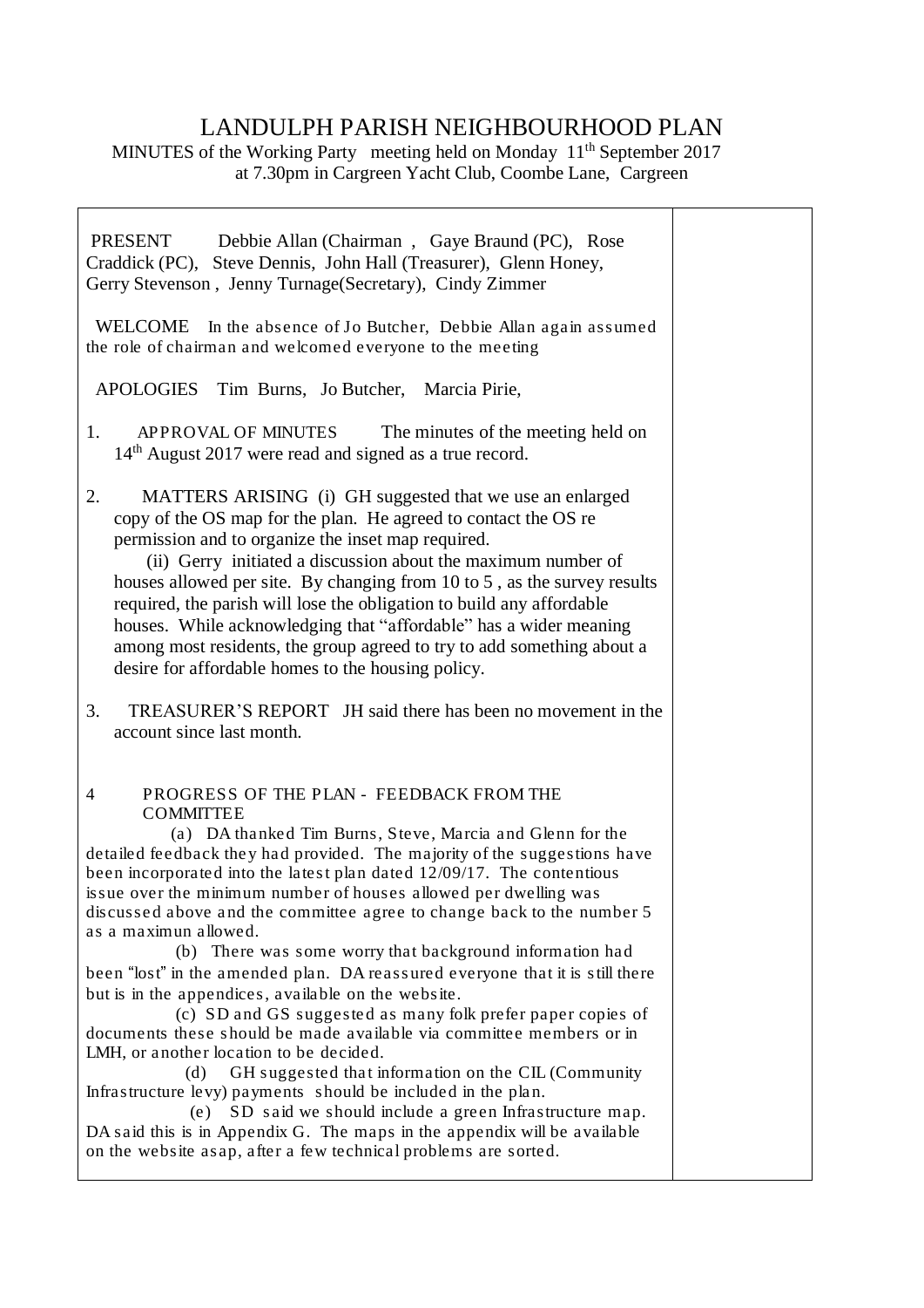# LANDULPH PARISH NEIGHBOURHOOD PLAN

MINUTES of the Working Party meeting held on Monday 11th September 2017 at 7.30pm in Cargreen Yacht Club, Coombe Lane, Cargreen

PRESENT Debbie Allan (Chairman , Gaye Braund (PC), Rose Craddick (PC), Steve Dennis, John Hall (Treasurer), Glenn Honey, Gerry Stevenson , Jenny Turnage(Secretary), Cindy Zimmer

WELCOME In the absence of Jo Butcher, Debbie Allan again assumed the role of chairman and welcomed everyone to the meeting

APOLOGIES Tim Burns, Jo Butcher, Marcia Pirie,

1. APPROVAL OF MINUTES The minutes of the meeting held on 14th August 2017 were read and signed as a true record.

2. MATTERS ARISING (i) GH suggested that we use an enlarged copy of the OS map for the plan. He agreed to contact the OS re permission and to organize the inset map required.

   (ii) Gerry initiated a discussion about the maximum number of houses allowed per site. By changing from 10 to 5 , as the survey results required, the parish will lose the obligation to build any affordable houses. While acknowledging that "affordable" has a wider meaning among most residents, the group agreed to try to add something about a desire for affordable homes to the housing policy.

3. TREASURER'S REPORT JH said there has been no movement in the account since last month.

4 PROGRESS OF THE PLAN - FEEDBACK FROM THE COMMITTEE

   (a) DA thanked Tim Burns, Steve, Marcia and Glenn for the detailed feedback they had provided. The majority of the suggestions have been incorporated into the latest plan dated 12/09/17. The contentious issue over the minimum number of houses allowed per dwelling was discussed above and the committee agree to change back to the number 5 as a maximun allowed.

   (b) There was some worry that background information had been "lost" in the amended plan. DA reassured everyone that it is still there but is in the appendices, available on the website.

   (c) SD and GS suggested as many folk prefer paper copies of documents these should be made available via committee members or in LMH, or another location to be decided.

   (d) GH suggested that information on the CIL (Community Infrastructure levy) payments should be included in the plan.

   (e) SD said we should include a green Infrastructure map. DA said this is in Appendix G. The maps in the appendix will be available on the website asap, after a few technical problems are sorted.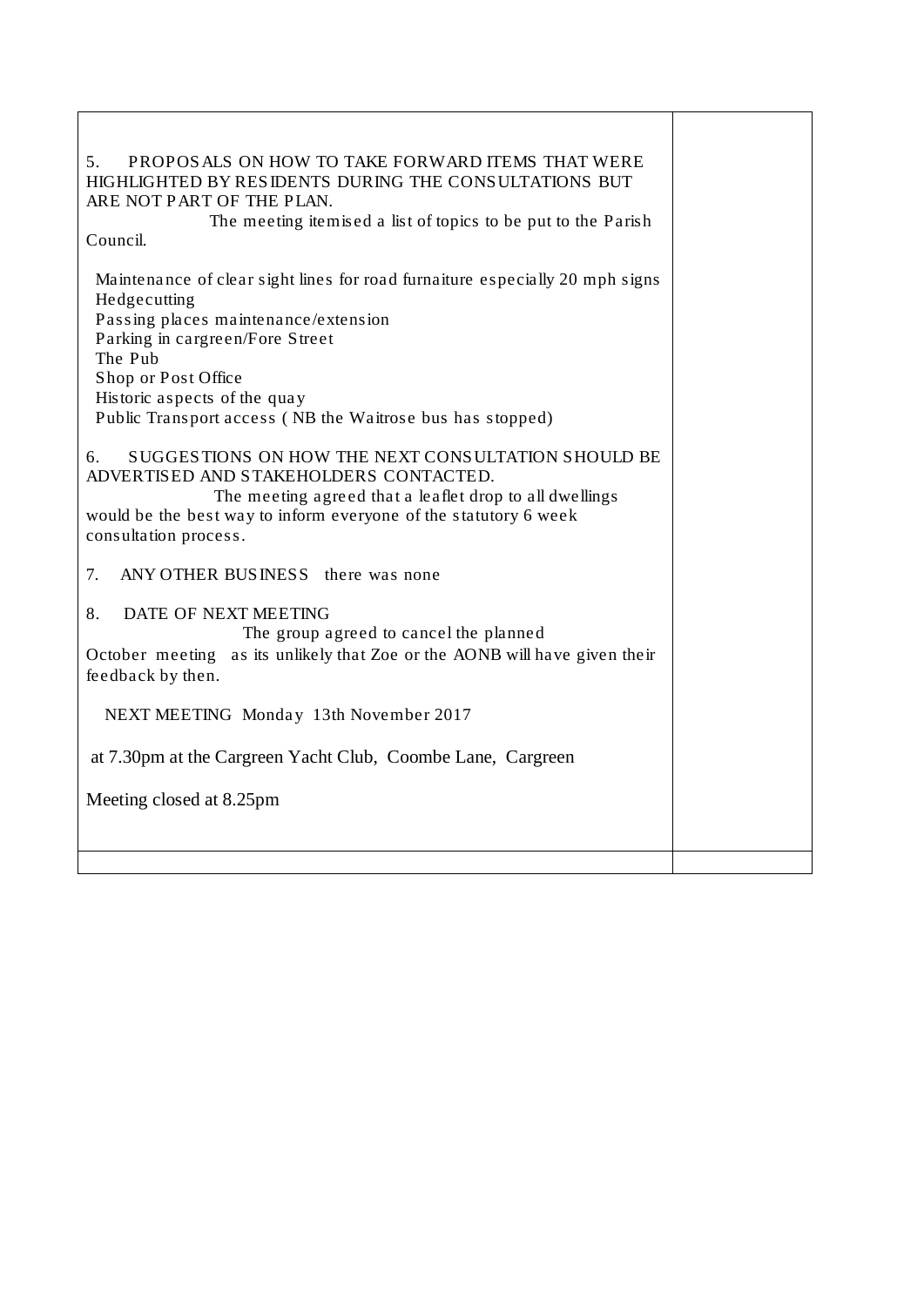5. PROPOSALS ON HOW TO TAKE FORWARD ITEMS THAT WERE HIGHLIGHTED BY RESIDENTS DURING THE CONSULTATIONS BUT ARE NOT PART OF THE PLAN.

The meeting itemised a list of topics to be put to the Parish Council.

- Maintenance of clear sight lines for road furnaiture especially 20 mph signs
- Hedgecutting
- Passing places maintenance/extension
- Parking in cargreen/Fore Street
- The Pub
- Shop or Post Office
- Historic aspects of the quay
- Public Transport access ( NB the Waitrose bus has stopped)

6. SUGGESTIONS ON HOW THE NEXT CONSULTATION SHOULD BE ADVERTISED AND STAKEHOLDERS CONTACTED.

The meeting agreed that a leaflet drop to all dwellings would be the best way to inform everyone of the statutory 6 week consultation process.

7. ANY OTHER BUSINESS there was none

8. DATE OF NEXT MEETING

The group agreed to cancel the planned October meeting as its unlikely that Zoe or the AONB will have given their feedback by then.

NEXT MEETING Monday 13th November 2017

at 7.30pm at the Cargreen Yacht Club, Coombe Lane, Cargreen

Meeting closed at 8.25pm